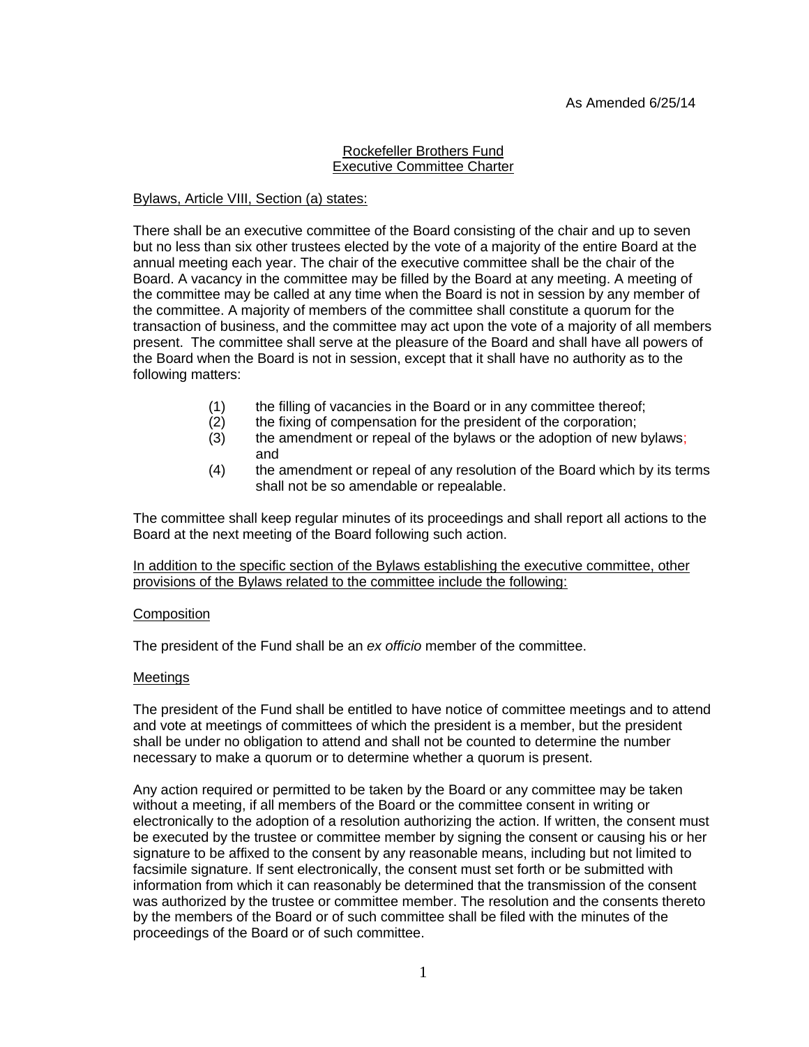As Amended 6/25/14

# Rockefeller Brothers Fund
# Executive Committee Charter

Bylaws, Article VIII, Section (a) states:

There shall be an executive committee of the Board consisting of the chair and up to seven but no less than six other trustees elected by the vote of a majority of the entire Board at the annual meeting each year. The chair of the executive committee shall be the chair of the Board. A vacancy in the committee may be filled by the Board at any meeting. A meeting of the committee may be called at any time when the Board is not in session by any member of the committee. A majority of members of the committee shall constitute a quorum for the transaction of business, and the committee may act upon the vote of a majority of all members present. The committee shall serve at the pleasure of the Board and shall have all powers of the Board when the Board is not in session, except that it shall have no authority as to the following matters:

(1) the filling of vacancies in the Board or in any committee thereof;
(2) the fixing of compensation for the president of the corporation;
(3) the amendment or repeal of the bylaws or the adoption of new bylaws; and
(4) the amendment or repeal of any resolution of the Board which by its terms shall not be so amendable or repealable.

The committee shall keep regular minutes of its proceedings and shall report all actions to the Board at the next meeting of the Board following such action.

In addition to the specific section of the Bylaws establishing the executive committee, other provisions of the Bylaws related to the committee include the following:

## Composition

The president of the Fund shall be an *ex officio* member of the committee.

## Meetings

The president of the Fund shall be entitled to have notice of committee meetings and to attend and vote at meetings of committees of which the president is a member, but the president shall be under no obligation to attend and shall not be counted to determine the number necessary to make a quorum or to determine whether a quorum is present.

Any action required or permitted to be taken by the Board or any committee may be taken without a meeting, if all members of the Board or the committee consent in writing or electronically to the adoption of a resolution authorizing the action. If written, the consent must be executed by the trustee or committee member by signing the consent or causing his or her signature to be affixed to the consent by any reasonable means, including but not limited to facsimile signature. If sent electronically, the consent must set forth or be submitted with information from which it can reasonably be determined that the transmission of the consent was authorized by the trustee or committee member. The resolution and the consents thereto by the members of the Board or of such committee shall be filed with the minutes of the proceedings of the Board or of such committee.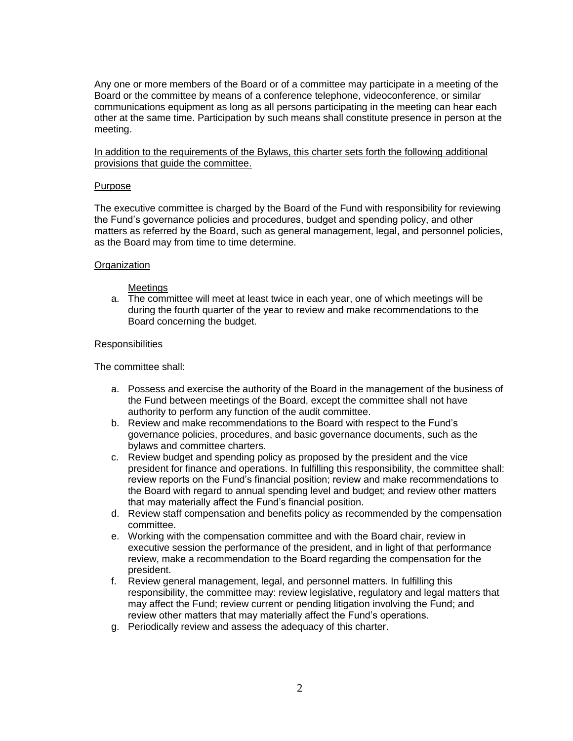Any one or more members of the Board or of a committee may participate in a meeting of the Board or the committee by means of a conference telephone, videoconference, or similar communications equipment as long as all persons participating in the meeting can hear each other at the same time. Participation by such means shall constitute presence in person at the meeting.

In addition to the requirements of the Bylaws, this charter sets forth the following additional provisions that guide the committee.

## Purpose

The executive committee is charged by the Board of the Fund with responsibility for reviewing the Fund's governance policies and procedures, budget and spending policy, and other matters as referred by the Board, such as general management, legal, and personnel policies, as the Board may from time to time determine.

## Organization

### Meetings

a. The committee will meet at least twice in each year, one of which meetings will be during the fourth quarter of the year to review and make recommendations to the Board concerning the budget.

## Responsibilities

The committee shall:

a. Possess and exercise the authority of the Board in the management of the business of the Fund between meetings of the Board, except the committee shall not have authority to perform any function of the audit committee.
b. Review and make recommendations to the Board with respect to the Fund's governance policies, procedures, and basic governance documents, such as the bylaws and committee charters.
c. Review budget and spending policy as proposed by the president and the vice president for finance and operations. In fulfilling this responsibility, the committee shall: review reports on the Fund's financial position; review and make recommendations to the Board with regard to annual spending level and budget; and review other matters that may materially affect the Fund's financial position.
d. Review staff compensation and benefits policy as recommended by the compensation committee.
e. Working with the compensation committee and with the Board chair, review in executive session the performance of the president, and in light of that performance review, make a recommendation to the Board regarding the compensation for the president.
f. Review general management, legal, and personnel matters. In fulfilling this responsibility, the committee may: review legislative, regulatory and legal matters that may affect the Fund; review current or pending litigation involving the Fund; and review other matters that may materially affect the Fund's operations.
g. Periodically review and assess the adequacy of this charter.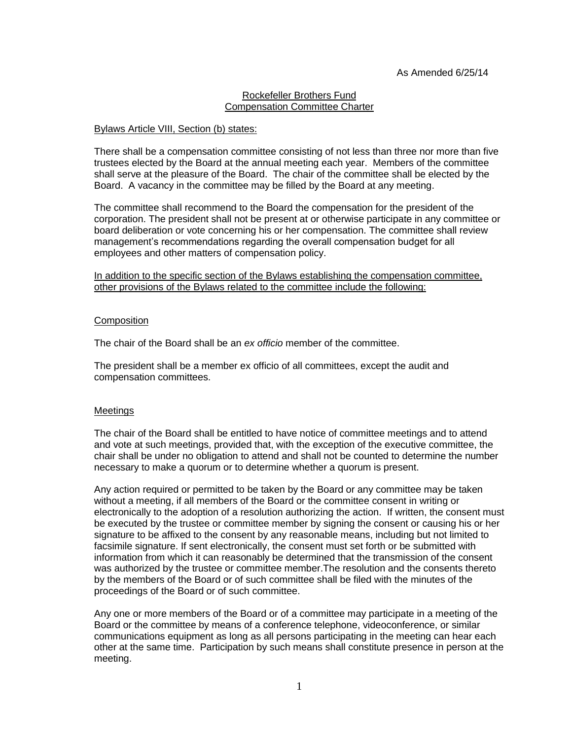As Amended 6/25/14

# Rockefeller Brothers Fund
## Compensation Committee Charter

Bylaws Article VIII, Section (b) states:

There shall be a compensation committee consisting of not less than three nor more than five trustees elected by the Board at the annual meeting each year. Members of the committee shall serve at the pleasure of the Board. The chair of the committee shall be elected by the Board. A vacancy in the committee may be filled by the Board at any meeting.

The committee shall recommend to the Board the compensation for the president of the corporation. The president shall not be present at or otherwise participate in any committee or board deliberation or vote concerning his or her compensation. The committee shall review management's recommendations regarding the overall compensation budget for all employees and other matters of compensation policy.

In addition to the specific section of the Bylaws establishing the compensation committee, other provisions of the Bylaws related to the committee include the following:

### Composition

The chair of the Board shall be an *ex officio* member of the committee.

The president shall be a member ex officio of all committees, except the audit and compensation committees.

### Meetings

The chair of the Board shall be entitled to have notice of committee meetings and to attend and vote at such meetings, provided that, with the exception of the executive committee, the chair shall be under no obligation to attend and shall not be counted to determine the number necessary to make a quorum or to determine whether a quorum is present.

Any action required or permitted to be taken by the Board or any committee may be taken without a meeting, if all members of the Board or the committee consent in writing or electronically to the adoption of a resolution authorizing the action. If written, the consent must be executed by the trustee or committee member by signing the consent or causing his or her signature to be affixed to the consent by any reasonable means, including but not limited to facsimile signature. If sent electronically, the consent must set forth or be submitted with information from which it can reasonably be determined that the transmission of the consent was authorized by the trustee or committee member.The resolution and the consents thereto by the members of the Board or of such committee shall be filed with the minutes of the proceedings of the Board or of such committee.

Any one or more members of the Board or of a committee may participate in a meeting of the Board or the committee by means of a conference telephone, videoconference, or similar communications equipment as long as all persons participating in the meeting can hear each other at the same time. Participation by such means shall constitute presence in person at the meeting.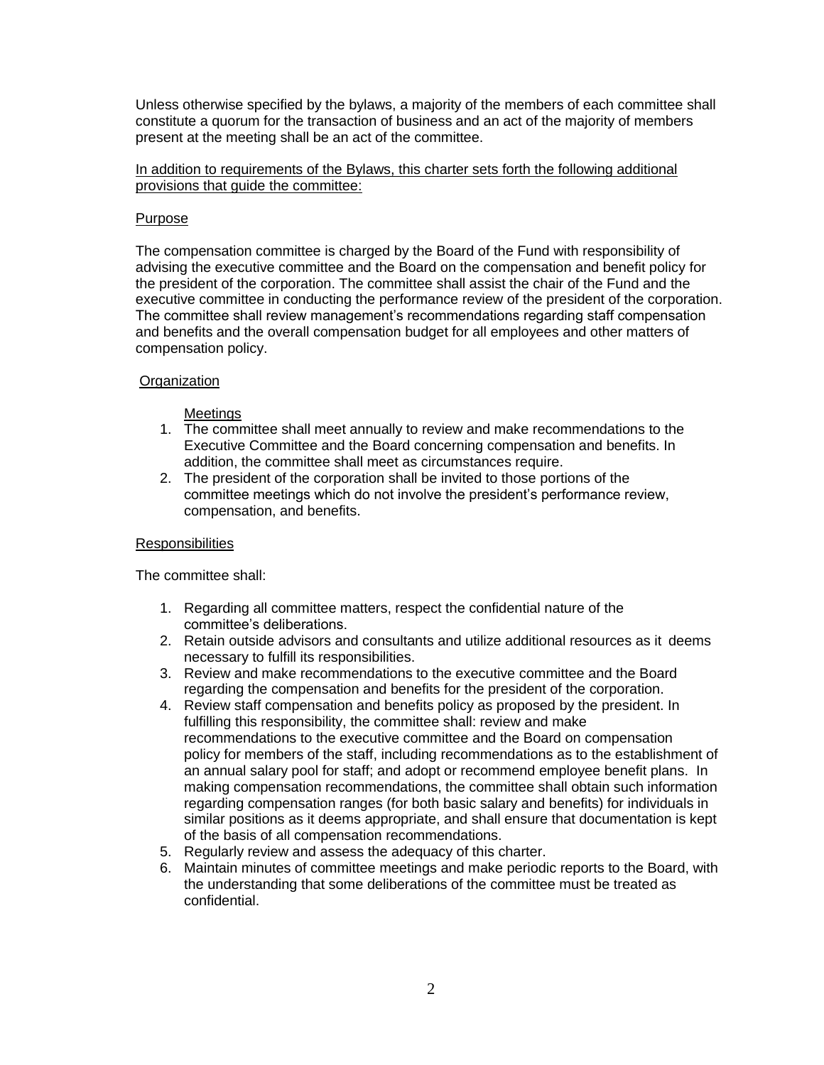Unless otherwise specified by the bylaws, a majority of the members of each committee shall constitute a quorum for the transaction of business and an act of the majority of members present at the meeting shall be an act of the committee.

In addition to requirements of the Bylaws, this charter sets forth the following additional provisions that guide the committee:

## Purpose

The compensation committee is charged by the Board of the Fund with responsibility of advising the executive committee and the Board on the compensation and benefit policy for the president of the corporation. The committee shall assist the chair of the Fund and the executive committee in conducting the performance review of the president of the corporation. The committee shall review management's recommendations regarding staff compensation and benefits and the overall compensation budget for all employees and other matters of compensation policy.

## Organization

### Meetings

1. The committee shall meet annually to review and make recommendations to the Executive Committee and the Board concerning compensation and benefits. In addition, the committee shall meet as circumstances require.
2. The president of the corporation shall be invited to those portions of the committee meetings which do not involve the president's performance review, compensation, and benefits.

## Responsibilities

The committee shall:

1. Regarding all committee matters, respect the confidential nature of the committee's deliberations.
2. Retain outside advisors and consultants and utilize additional resources as it deems necessary to fulfill its responsibilities.
3. Review and make recommendations to the executive committee and the Board regarding the compensation and benefits for the president of the corporation.
4. Review staff compensation and benefits policy as proposed by the president. In fulfilling this responsibility, the committee shall: review and make recommendations to the executive committee and the Board on compensation policy for members of the staff, including recommendations as to the establishment of an annual salary pool for staff; and adopt or recommend employee benefit plans. In making compensation recommendations, the committee shall obtain such information regarding compensation ranges (for both basic salary and benefits) for individuals in similar positions as it deems appropriate, and shall ensure that documentation is kept of the basis of all compensation recommendations.
5. Regularly review and assess the adequacy of this charter.
6. Maintain minutes of committee meetings and make periodic reports to the Board, with the understanding that some deliberations of the committee must be treated as confidential.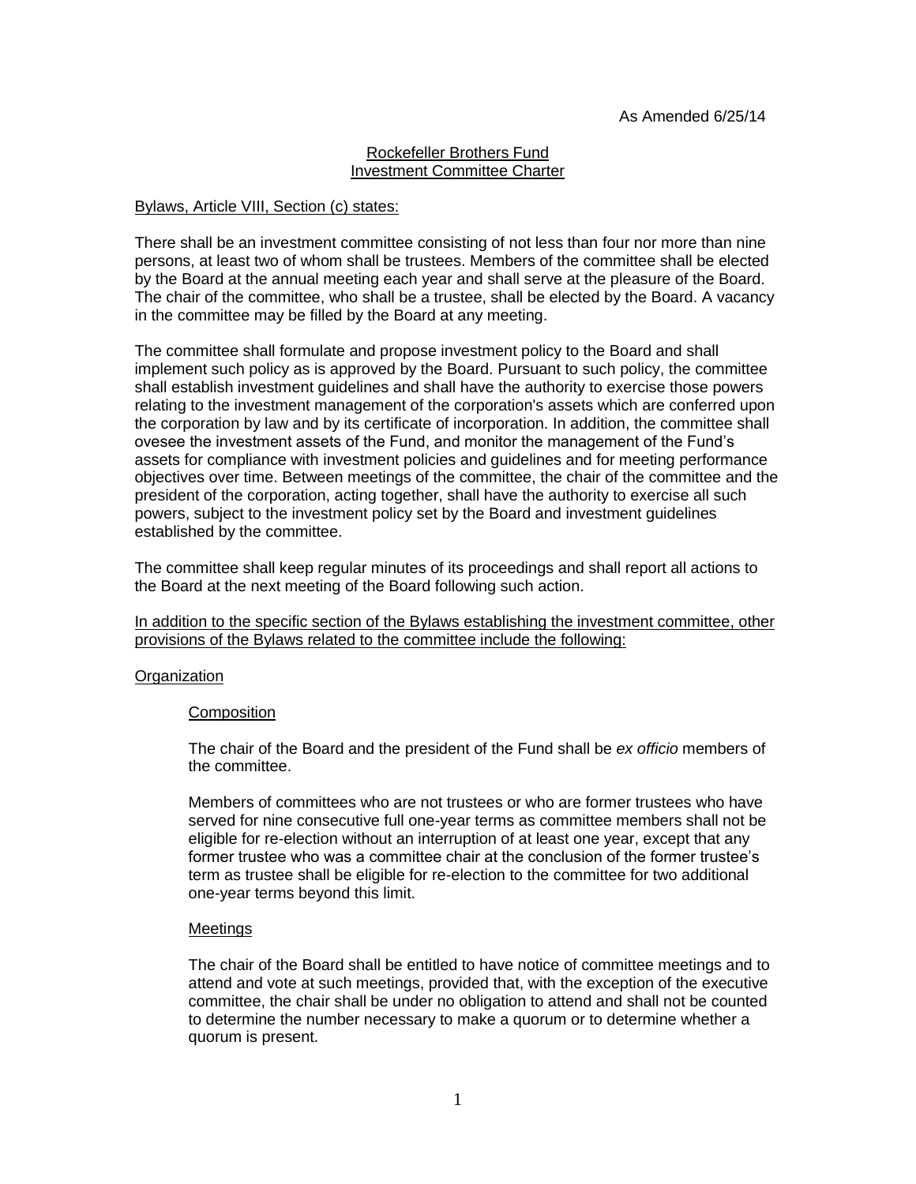As Amended 6/25/14

## Rockefeller Brothers Fund Investment Committee Charter

Bylaws, Article VIII, Section (c) states:

There shall be an investment committee consisting of not less than four nor more than nine persons, at least two of whom shall be trustees. Members of the committee shall be elected by the Board at the annual meeting each year and shall serve at the pleasure of the Board. The chair of the committee, who shall be a trustee, shall be elected by the Board. A vacancy in the committee may be filled by the Board at any meeting.

The committee shall formulate and propose investment policy to the Board and shall implement such policy as is approved by the Board. Pursuant to such policy, the committee shall establish investment guidelines and shall have the authority to exercise those powers relating to the investment management of the corporation's assets which are conferred upon the corporation by law and by its certificate of incorporation. In addition, the committee shall ovesee the investment assets of the Fund, and monitor the management of the Fund's assets for compliance with investment policies and guidelines and for meeting performance objectives over time. Between meetings of the committee, the chair of the committee and the president of the corporation, acting together, shall have the authority to exercise all such powers, subject to the investment policy set by the Board and investment guidelines established by the committee.

The committee shall keep regular minutes of its proceedings and shall report all actions to the Board at the next meeting of the Board following such action.

In addition to the specific section of the Bylaws establishing the investment committee, other provisions of the Bylaws related to the committee include the following:

### Organization

#### Composition

The chair of the Board and the president of the Fund shall be *ex officio* members of the committee.

Members of committees who are not trustees or who are former trustees who have served for nine consecutive full one-year terms as committee members shall not be eligible for re-election without an interruption of at least one year, except that any former trustee who was a committee chair at the conclusion of the former trustee's term as trustee shall be eligible for re-election to the committee for two additional one-year terms beyond this limit.

#### Meetings

The chair of the Board shall be entitled to have notice of committee meetings and to attend and vote at such meetings, provided that, with the exception of the executive committee, the chair shall be under no obligation to attend and shall not be counted to determine the number necessary to make a quorum or to determine whether a quorum is present.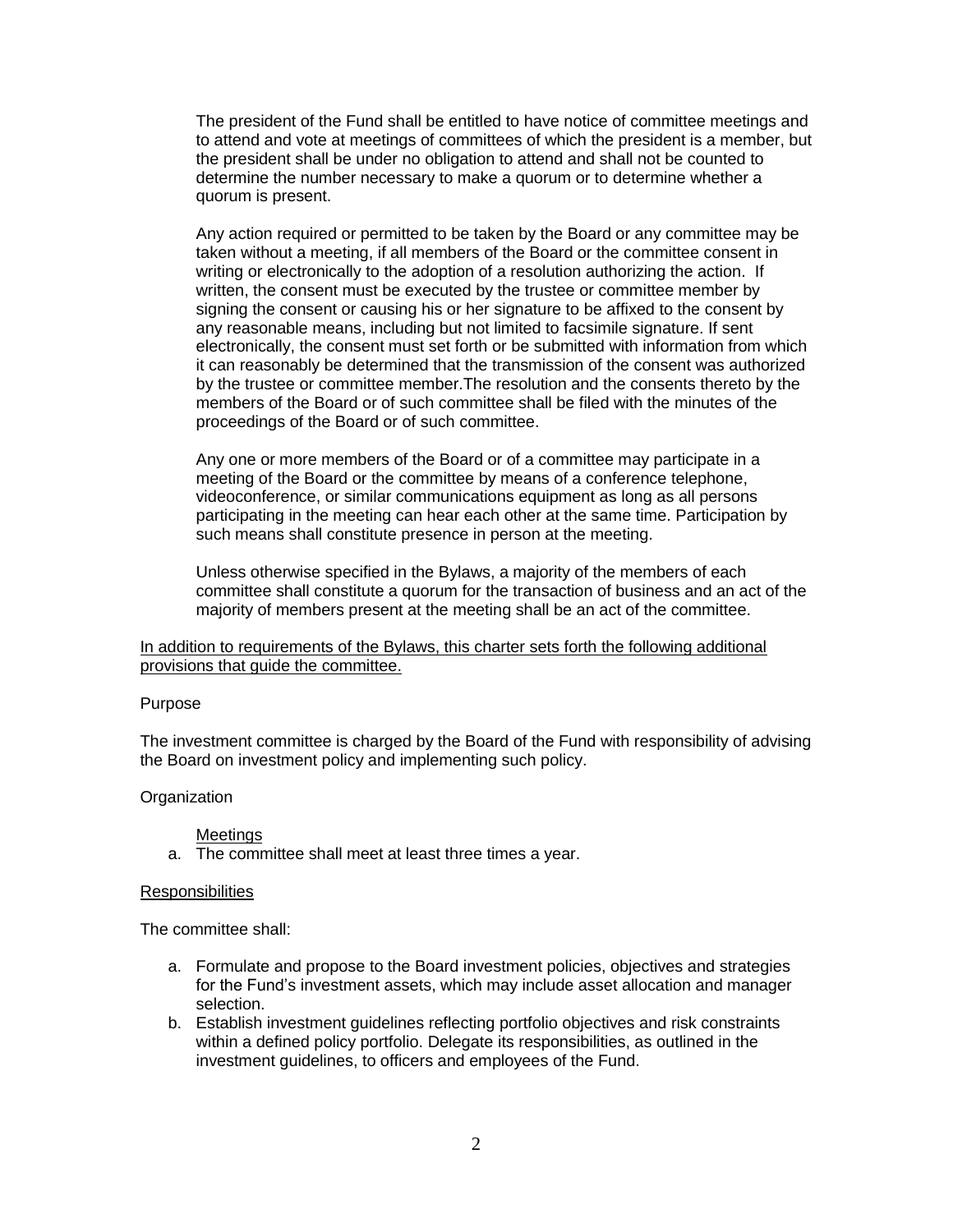The president of the Fund shall be entitled to have notice of committee meetings and to attend and vote at meetings of committees of which the president is a member, but the president shall be under no obligation to attend and shall not be counted to determine the number necessary to make a quorum or to determine whether a quorum is present.

Any action required or permitted to be taken by the Board or any committee may be taken without a meeting, if all members of the Board or the committee consent in writing or electronically to the adoption of a resolution authorizing the action. If written, the consent must be executed by the trustee or committee member by signing the consent or causing his or her signature to be affixed to the consent by any reasonable means, including but not limited to facsimile signature. If sent electronically, the consent must set forth or be submitted with information from which it can reasonably be determined that the transmission of the consent was authorized by the trustee or committee member.The resolution and the consents thereto by the members of the Board or of such committee shall be filed with the minutes of the proceedings of the Board or of such committee.

Any one or more members of the Board or of a committee may participate in a meeting of the Board or the committee by means of a conference telephone, videoconference, or similar communications equipment as long as all persons participating in the meeting can hear each other at the same time. Participation by such means shall constitute presence in person at the meeting.

Unless otherwise specified in the Bylaws, a majority of the members of each committee shall constitute a quorum for the transaction of business and an act of the majority of members present at the meeting shall be an act of the committee.

<u>In addition to requirements of the Bylaws, this charter sets forth the following additional provisions that guide the committee.</u>

Purpose

The investment committee is charged by the Board of the Fund with responsibility of advising the Board on investment policy and implementing such policy.

Organization

<u>Meetings</u>

a. The committee shall meet at least three times a year.

<u>Responsibilities</u>

The committee shall:

a. Formulate and propose to the Board investment policies, objectives and strategies for the Fund's investment assets, which may include asset allocation and manager selection.
b. Establish investment guidelines reflecting portfolio objectives and risk constraints within a defined policy portfolio. Delegate its responsibilities, as outlined in the investment guidelines, to officers and employees of the Fund.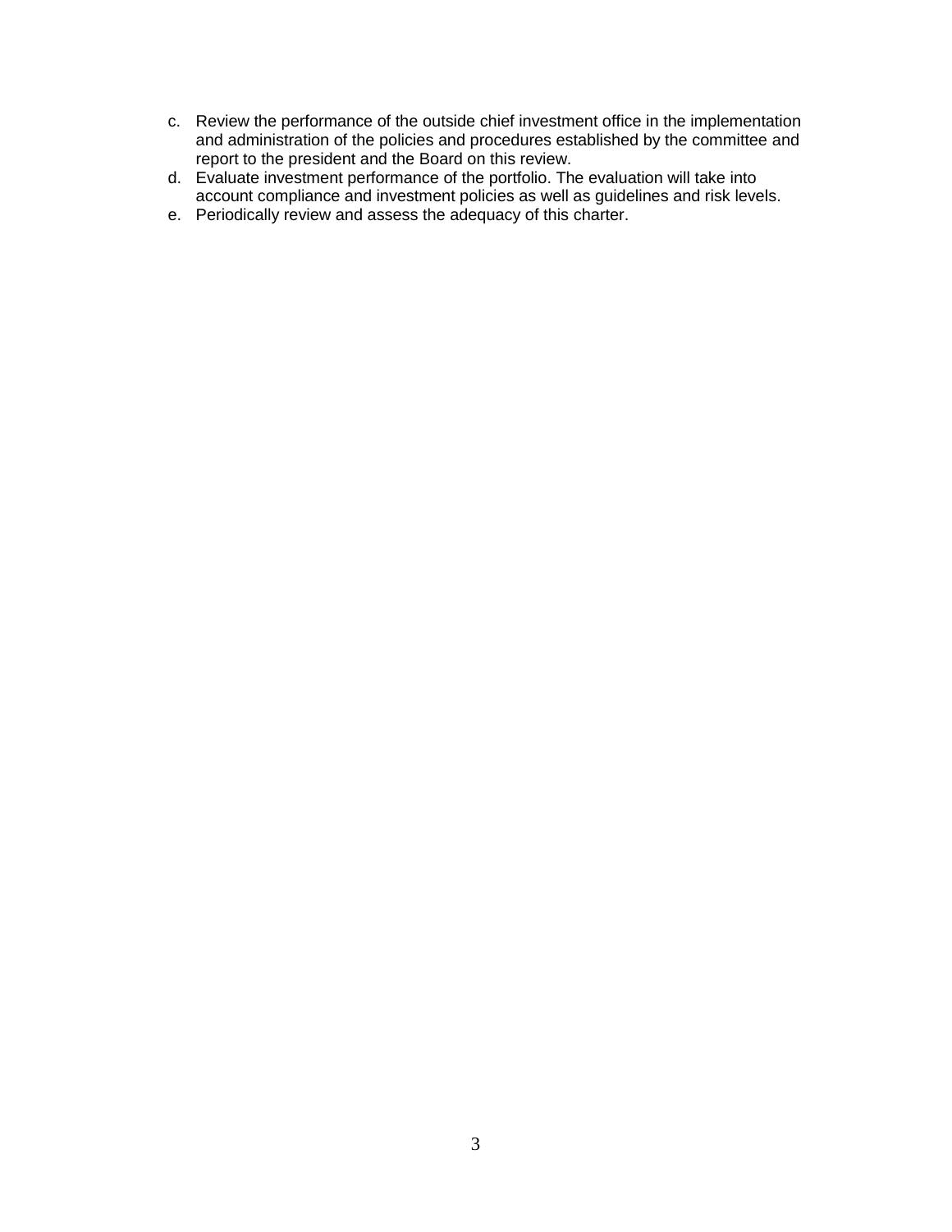c. Review the performance of the outside chief investment office in the implementation and administration of the policies and procedures established by the committee and report to the president and the Board on this review.
d. Evaluate investment performance of the portfolio. The evaluation will take into account compliance and investment policies as well as guidelines and risk levels.
e. Periodically review and assess the adequacy of this charter.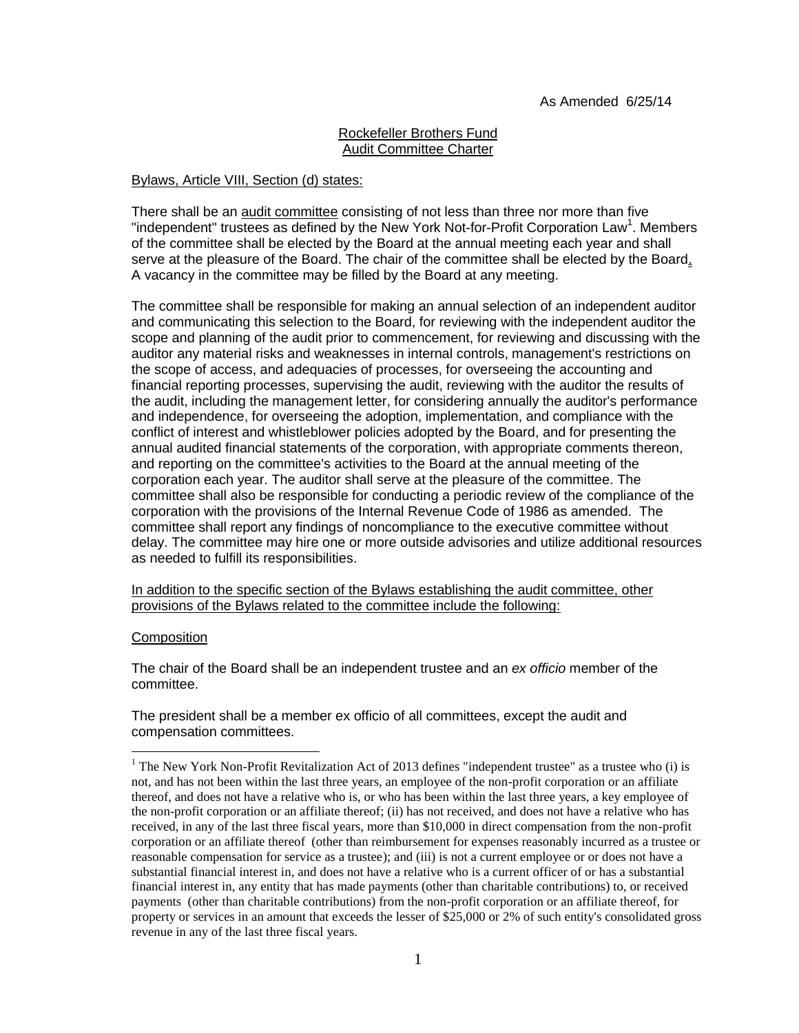As Amended 6/25/14

Rockefeller Brothers Fund
Audit Committee Charter

Bylaws, Article VIII, Section (d) states:

There shall be an audit committee consisting of not less than three nor more than five "independent" trustees as defined by the New York Not-for-Profit Corporation Law[1]. Members of the committee shall be elected by the Board at the annual meeting each year and shall serve at the pleasure of the Board. The chair of the committee shall be elected by the Board. A vacancy in the committee may be filled by the Board at any meeting.

The committee shall be responsible for making an annual selection of an independent auditor and communicating this selection to the Board, for reviewing with the independent auditor the scope and planning of the audit prior to commencement, for reviewing and discussing with the auditor any material risks and weaknesses in internal controls, management's restrictions on the scope of access, and adequacies of processes, for overseeing the accounting and financial reporting processes, supervising the audit, reviewing with the auditor the results of the audit, including the management letter, for considering annually the auditor's performance and independence, for overseeing the adoption, implementation, and compliance with the conflict of interest and whistleblower policies adopted by the Board, and for presenting the annual audited financial statements of the corporation, with appropriate comments thereon, and reporting on the committee's activities to the Board at the annual meeting of the corporation each year. The auditor shall serve at the pleasure of the committee. The committee shall also be responsible for conducting a periodic review of the compliance of the corporation with the provisions of the Internal Revenue Code of 1986 as amended. The committee shall report any findings of noncompliance to the executive committee without delay. The committee may hire one or more outside advisories and utilize additional resources as needed to fulfill its responsibilities.

In addition to the specific section of the Bylaws establishing the audit committee, other provisions of the Bylaws related to the committee include the following:

Composition

The chair of the Board shall be an independent trustee and an *ex officio* member of the committee.

The president shall be a member ex officio of all committees, except the audit and compensation committees.

[1] The New York Non-Profit Revitalization Act of 2013 defines "independent trustee" as a trustee who (i) is not, and has not been within the last three years, an employee of the non-profit corporation or an affiliate thereof, and does not have a relative who is, or who has been within the last three years, a key employee of the non-profit corporation or an affiliate thereof; (ii) has not received, and does not have a relative who has received, in any of the last three fiscal years, more than $10,000 in direct compensation from the non-profit corporation or an affiliate thereof (other than reimbursement for expenses reasonably incurred as a trustee or reasonable compensation for service as a trustee); and (iii) is not a current employee or or does not have a substantial financial interest in, and does not have a relative who is a current officer of or has a substantial financial interest in, any entity that has made payments (other than charitable contributions) to, or received payments (other than charitable contributions) from the non-profit corporation or an affiliate thereof, for property or services in an amount that exceeds the lesser of $25,000 or 2% of such entity's consolidated gross revenue in any of the last three fiscal years.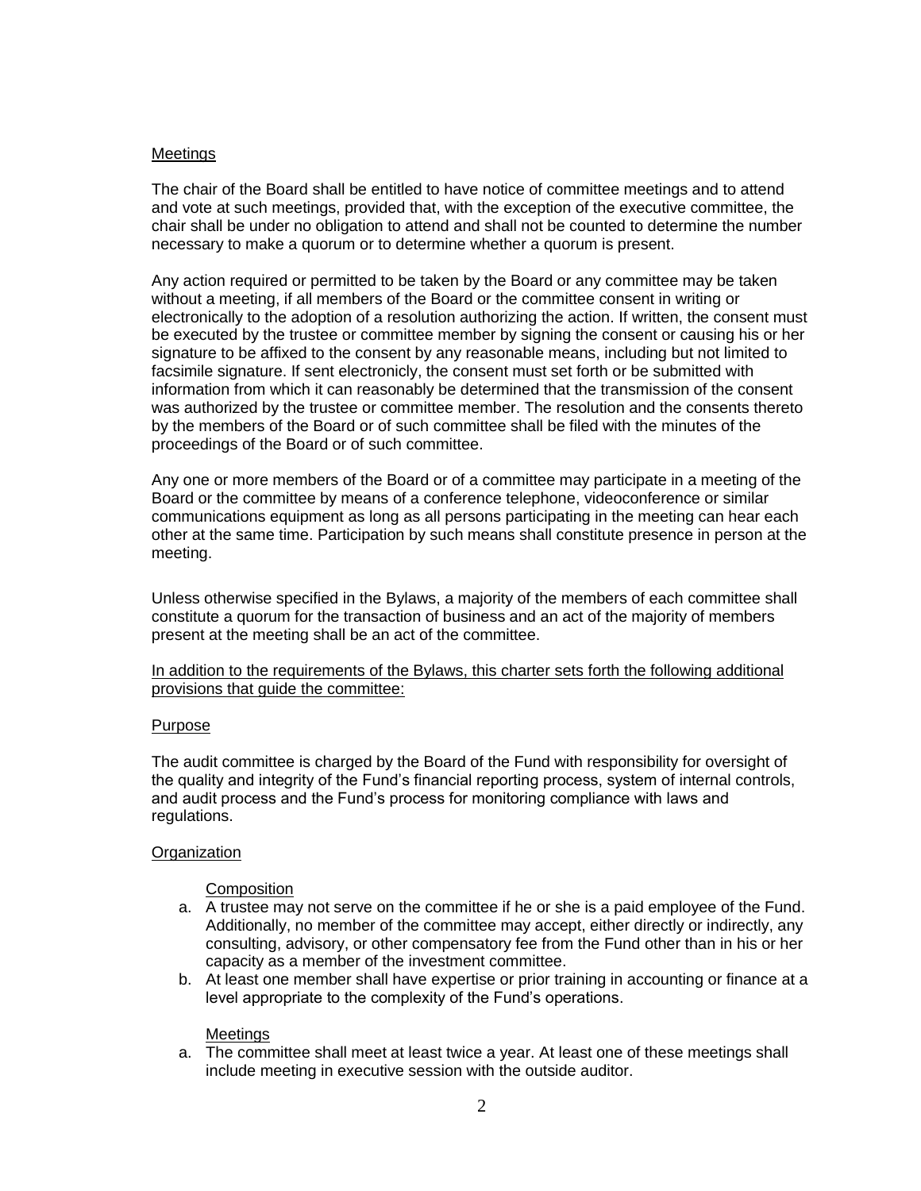Meetings

The chair of the Board shall be entitled to have notice of committee meetings and to attend and vote at such meetings, provided that, with the exception of the executive committee, the chair shall be under no obligation to attend and shall not be counted to determine the number necessary to make a quorum or to determine whether a quorum is present.

Any action required or permitted to be taken by the Board or any committee may be taken without a meeting, if all members of the Board or the committee consent in writing or electronically to the adoption of a resolution authorizing the action. If written, the consent must be executed by the trustee or committee member by signing the consent or causing his or her signature to be affixed to the consent by any reasonable means, including but not limited to facsimile signature. If sent electronicly, the consent must set forth or be submitted with information from which it can reasonably be determined that the transmission of the consent was authorized by the trustee or committee member. The resolution and the consents thereto by the members of the Board or of such committee shall be filed with the minutes of the proceedings of the Board or of such committee.

Any one or more members of the Board or of a committee may participate in a meeting of the Board or the committee by means of a conference telephone, videoconference or similar communications equipment as long as all persons participating in the meeting can hear each other at the same time. Participation by such means shall constitute presence in person at the meeting.

Unless otherwise specified in the Bylaws, a majority of the members of each committee shall constitute a quorum for the transaction of business and an act of the majority of members present at the meeting shall be an act of the committee.

In addition to the requirements of the Bylaws, this charter sets forth the following additional provisions that guide the committee:

Purpose

The audit committee is charged by the Board of the Fund with responsibility for oversight of the quality and integrity of the Fund's financial reporting process, system of internal controls, and audit process and the Fund's process for monitoring compliance with laws and regulations.

Organization

Composition

a. A trustee may not serve on the committee if he or she is a paid employee of the Fund. Additionally, no member of the committee may accept, either directly or indirectly, any consulting, advisory, or other compensatory fee from the Fund other than in his or her capacity as a member of the investment committee.
b. At least one member shall have expertise or prior training in accounting or finance at a level appropriate to the complexity of the Fund's operations.

Meetings

a. The committee shall meet at least twice a year. At least one of these meetings shall include meeting in executive session with the outside auditor.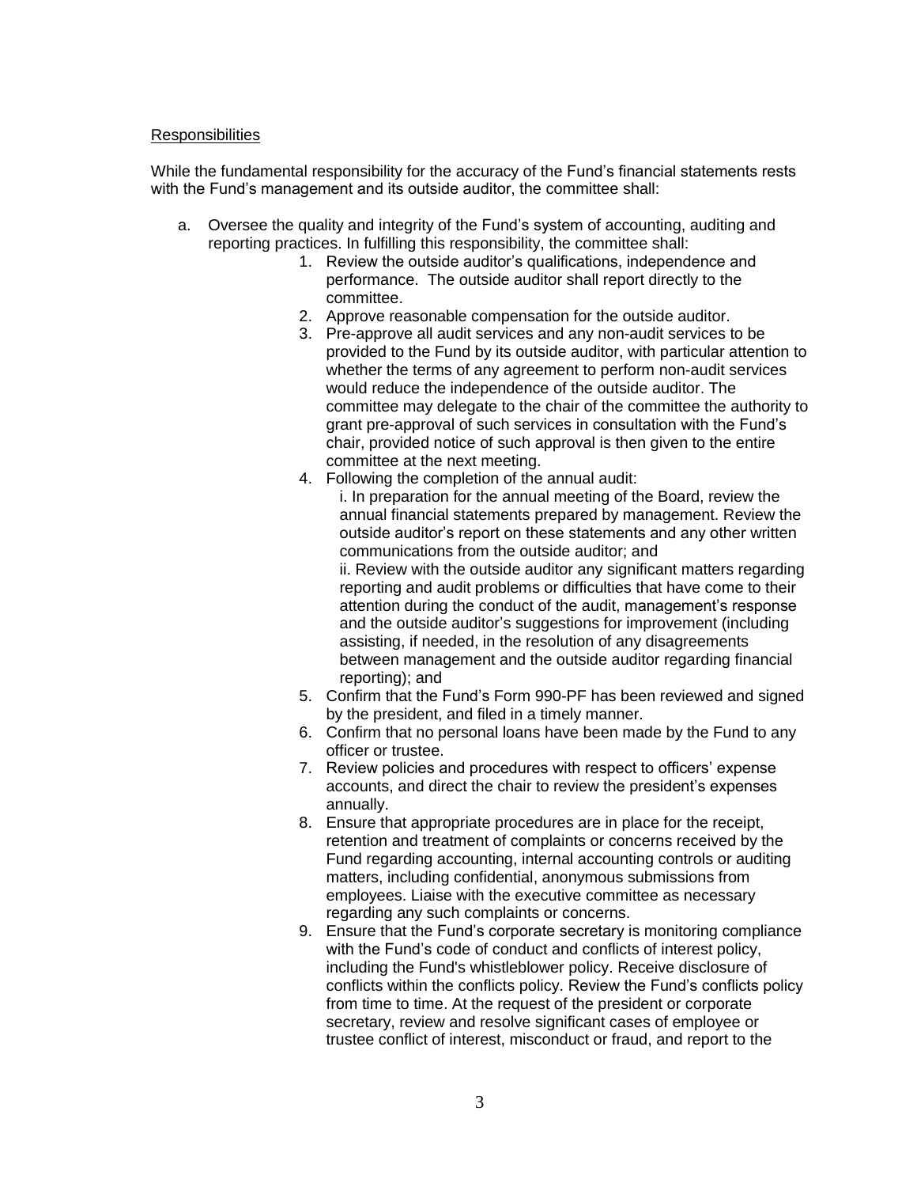Responsibilities

While the fundamental responsibility for the accuracy of the Fund's financial statements rests with the Fund's management and its outside auditor, the committee shall:

a. Oversee the quality and integrity of the Fund's system of accounting, auditing and reporting practices. In fulfilling this responsibility, the committee shall:
    1. Review the outside auditor's qualifications, independence and performance. The outside auditor shall report directly to the committee.
    2. Approve reasonable compensation for the outside auditor.
    3. Pre-approve all audit services and any non-audit services to be provided to the Fund by its outside auditor, with particular attention to whether the terms of any agreement to perform non-audit services would reduce the independence of the outside auditor. The committee may delegate to the chair of the committee the authority to grant pre-approval of such services in consultation with the Fund's chair, provided notice of such approval is then given to the entire committee at the next meeting.
    4. Following the completion of the annual audit:
       i. In preparation for the annual meeting of the Board, review the annual financial statements prepared by management. Review the outside auditor's report on these statements and any other written communications from the outside auditor; and
       ii. Review with the outside auditor any significant matters regarding reporting and audit problems or difficulties that have come to their attention during the conduct of the audit, management's response and the outside auditor's suggestions for improvement (including assisting, if needed, in the resolution of any disagreements between management and the outside auditor regarding financial reporting); and
    5. Confirm that the Fund's Form 990-PF has been reviewed and signed by the president, and filed in a timely manner.
    6. Confirm that no personal loans have been made by the Fund to any officer or trustee.
    7. Review policies and procedures with respect to officers' expense accounts, and direct the chair to review the president's expenses annually.
    8. Ensure that appropriate procedures are in place for the receipt, retention and treatment of complaints or concerns received by the Fund regarding accounting, internal accounting controls or auditing matters, including confidential, anonymous submissions from employees. Liaise with the executive committee as necessary regarding any such complaints or concerns.
    9. Ensure that the Fund's corporate secretary is monitoring compliance with the Fund's code of conduct and conflicts of interest policy, including the Fund's whistleblower policy. Receive disclosure of conflicts within the conflicts policy. Review the Fund's conflicts policy from time to time. At the request of the president or corporate secretary, review and resolve significant cases of employee or trustee conflict of interest, misconduct or fraud, and report to the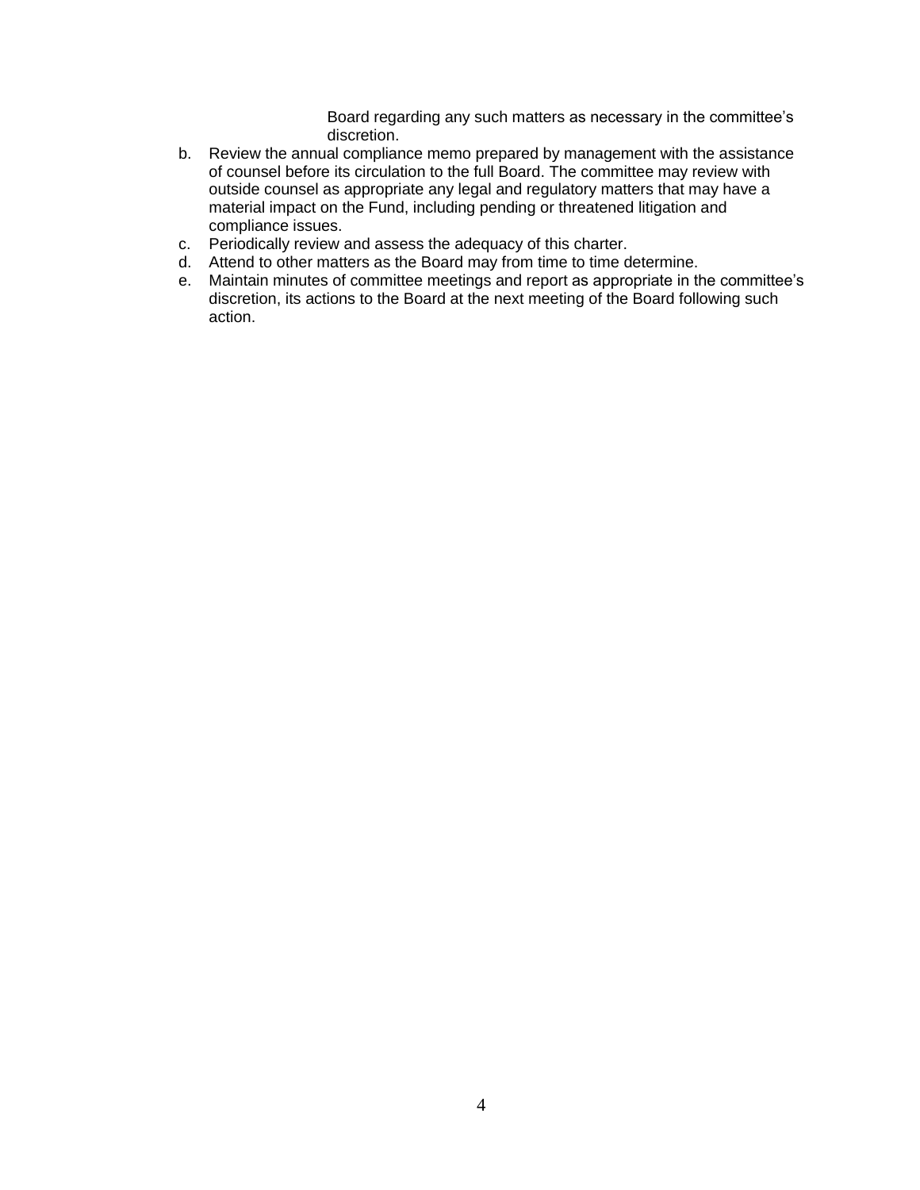Board regarding any such matters as necessary in the committee's discretion.

b. Review the annual compliance memo prepared by management with the assistance of counsel before its circulation to the full Board. The committee may review with outside counsel as appropriate any legal and regulatory matters that may have a material impact on the Fund, including pending or threatened litigation and compliance issues.
c. Periodically review and assess the adequacy of this charter.
d. Attend to other matters as the Board may from time to time determine.
e. Maintain minutes of committee meetings and report as appropriate in the committee's discretion, its actions to the Board at the next meeting of the Board following such action.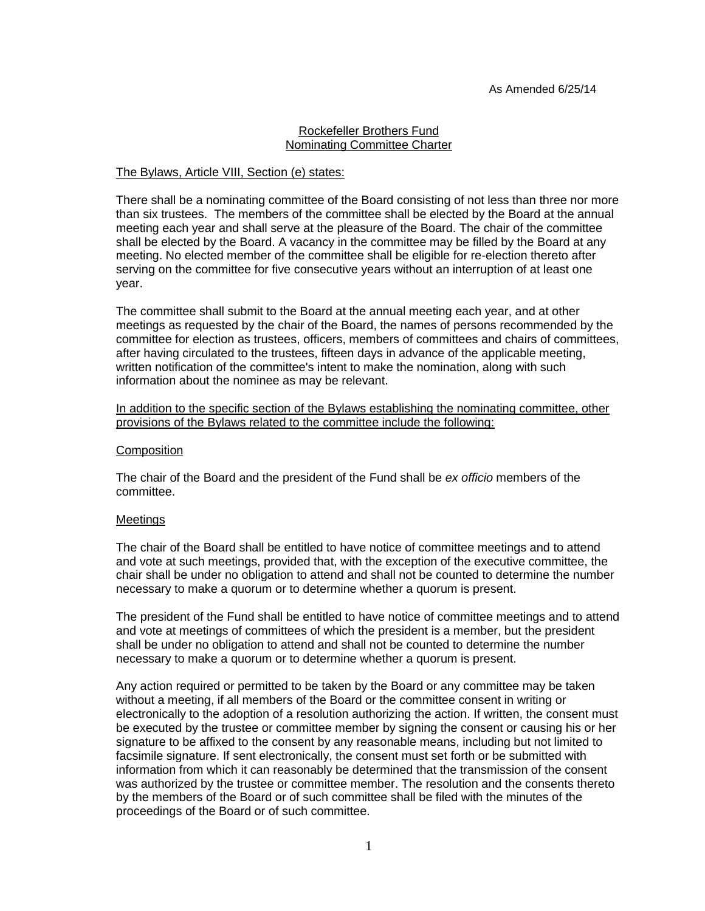As Amended 6/25/14

# Rockefeller Brothers Fund
## Nominating Committee Charter

The Bylaws, Article VIII, Section (e) states:

There shall be a nominating committee of the Board consisting of not less than three nor more than six trustees. The members of the committee shall be elected by the Board at the annual meeting each year and shall serve at the pleasure of the Board. The chair of the committee shall be elected by the Board. A vacancy in the committee may be filled by the Board at any meeting. No elected member of the committee shall be eligible for re-election thereto after serving on the committee for five consecutive years without an interruption of at least one year.

The committee shall submit to the Board at the annual meeting each year, and at other meetings as requested by the chair of the Board, the names of persons recommended by the committee for election as trustees, officers, members of committees and chairs of committees, after having circulated to the trustees, fifteen days in advance of the applicable meeting, written notification of the committee's intent to make the nomination, along with such information about the nominee as may be relevant.

In addition to the specific section of the Bylaws establishing the nominating committee, other provisions of the Bylaws related to the committee include the following:

### Composition

The chair of the Board and the president of the Fund shall be *ex officio* members of the committee.

### Meetings

The chair of the Board shall be entitled to have notice of committee meetings and to attend and vote at such meetings, provided that, with the exception of the executive committee, the chair shall be under no obligation to attend and shall not be counted to determine the number necessary to make a quorum or to determine whether a quorum is present.

The president of the Fund shall be entitled to have notice of committee meetings and to attend and vote at meetings of committees of which the president is a member, but the president shall be under no obligation to attend and shall not be counted to determine the number necessary to make a quorum or to determine whether a quorum is present.

Any action required or permitted to be taken by the Board or any committee may be taken without a meeting, if all members of the Board or the committee consent in writing or electronically to the adoption of a resolution authorizing the action. If written, the consent must be executed by the trustee or committee member by signing the consent or causing his or her signature to be affixed to the consent by any reasonable means, including but not limited to facsimile signature. If sent electronically, the consent must set forth or be submitted with information from which it can reasonably be determined that the transmission of the consent was authorized by the trustee or committee member. The resolution and the consents thereto by the members of the Board or of such committee shall be filed with the minutes of the proceedings of the Board or of such committee.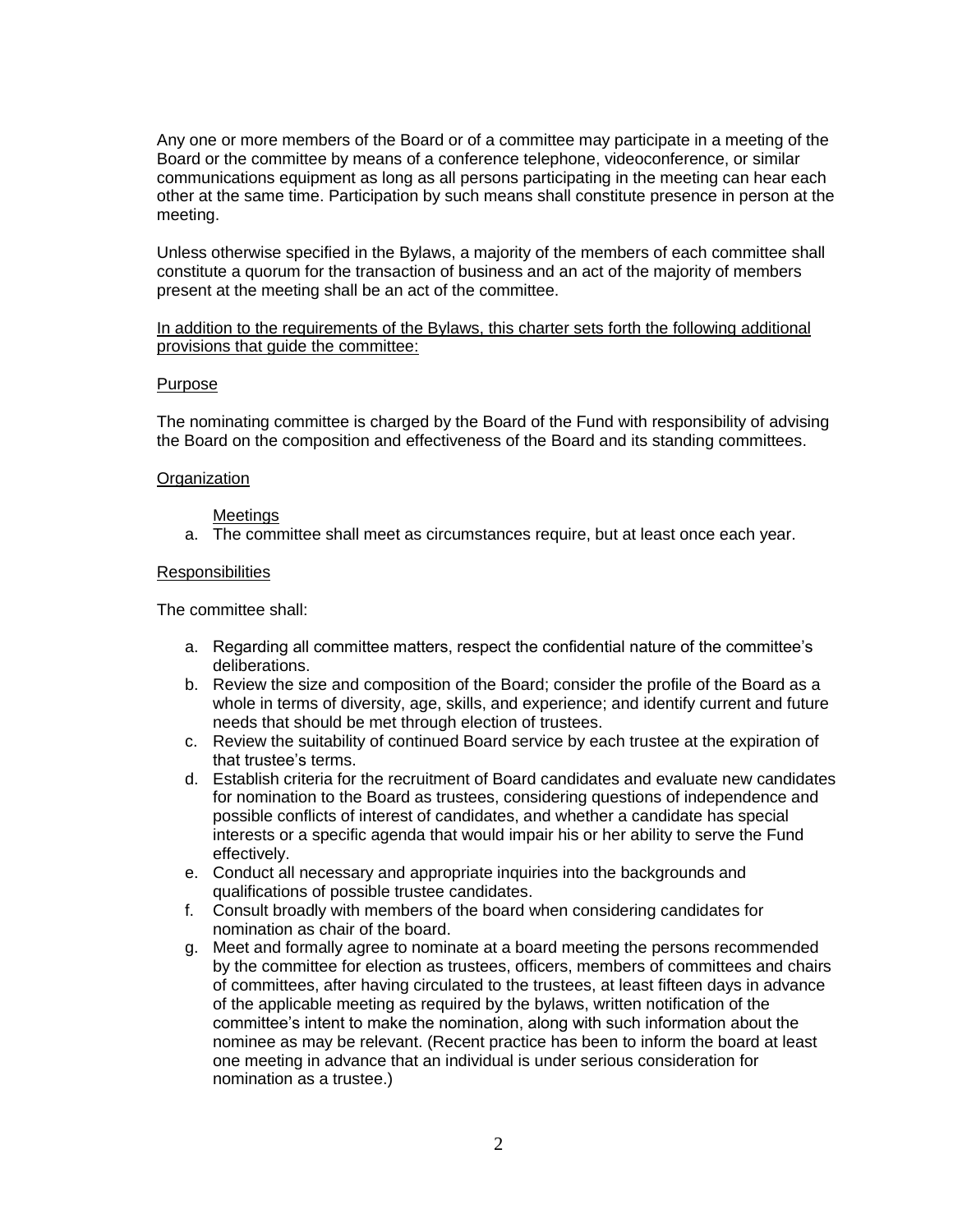Any one or more members of the Board or of a committee may participate in a meeting of the Board or the committee by means of a conference telephone, videoconference, or similar communications equipment as long as all persons participating in the meeting can hear each other at the same time. Participation by such means shall constitute presence in person at the meeting.

Unless otherwise specified in the Bylaws, a majority of the members of each committee shall constitute a quorum for the transaction of business and an act of the majority of members present at the meeting shall be an act of the committee.

<u>In addition to the requirements of the Bylaws, this charter sets forth the following additional provisions that guide the committee:</u>

<u>Purpose</u>

The nominating committee is charged by the Board of the Fund with responsibility of advising the Board on the composition and effectiveness of the Board and its standing committees.

<u>Organization</u>

<u>Meetings</u>

a. The committee shall meet as circumstances require, but at least once each year.

<u>Responsibilities</u>

The committee shall:

a. Regarding all committee matters, respect the confidential nature of the committee's deliberations.
b. Review the size and composition of the Board; consider the profile of the Board as a whole in terms of diversity, age, skills, and experience; and identify current and future needs that should be met through election of trustees.
c. Review the suitability of continued Board service by each trustee at the expiration of that trustee's terms.
d. Establish criteria for the recruitment of Board candidates and evaluate new candidates for nomination to the Board as trustees, considering questions of independence and possible conflicts of interest of candidates, and whether a candidate has special interests or a specific agenda that would impair his or her ability to serve the Fund effectively.
e. Conduct all necessary and appropriate inquiries into the backgrounds and qualifications of possible trustee candidates.
f. Consult broadly with members of the board when considering candidates for nomination as chair of the board.
g. Meet and formally agree to nominate at a board meeting the persons recommended by the committee for election as trustees, officers, members of committees and chairs of committees, after having circulated to the trustees, at least fifteen days in advance of the applicable meeting as required by the bylaws, written notification of the committee's intent to make the nomination, along with such information about the nominee as may be relevant. (Recent practice has been to inform the board at least one meeting in advance that an individual is under serious consideration for nomination as a trustee.)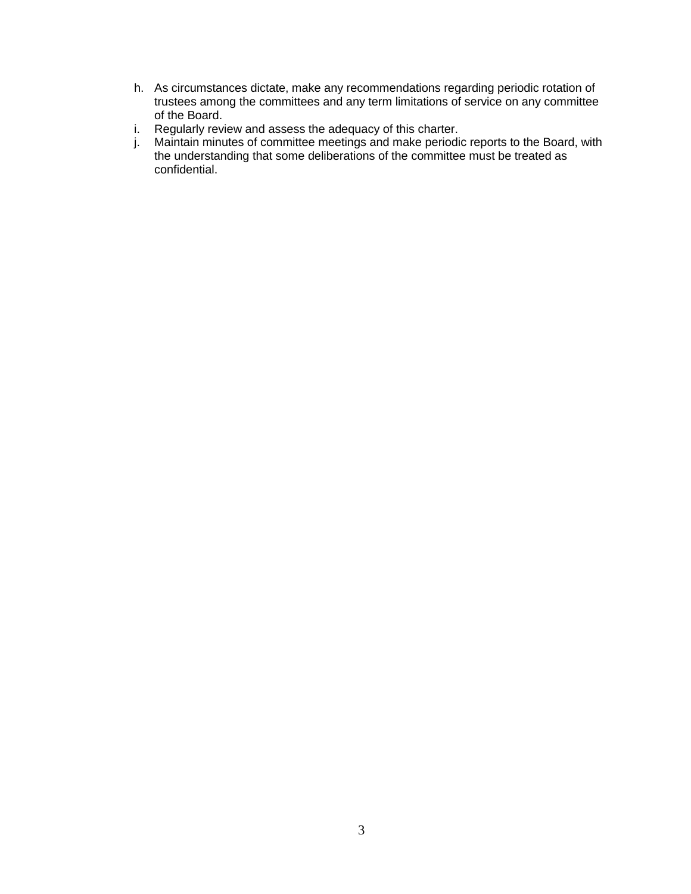h. As circumstances dictate, make any recommendations regarding periodic rotation of trustees among the committees and any term limitations of service on any committee of the Board.
i. Regularly review and assess the adequacy of this charter.
j. Maintain minutes of committee meetings and make periodic reports to the Board, with the understanding that some deliberations of the committee must be treated as confidential.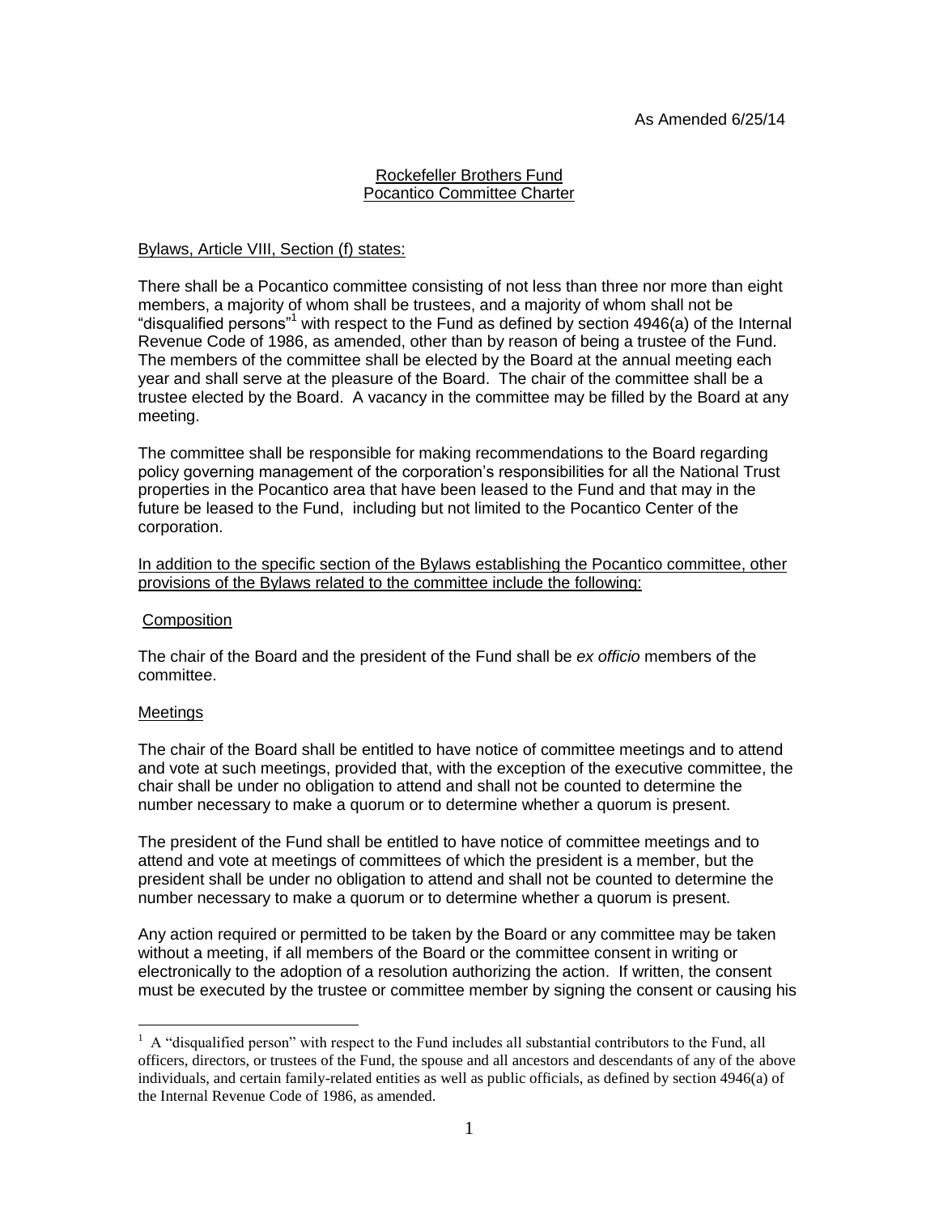As Amended 6/25/14

## Rockefeller Brothers Fund
## Pocantico Committee Charter

Bylaws, Article VIII, Section (f) states:

There shall be a Pocantico committee consisting of not less than three nor more than eight members, a majority of whom shall be trustees, and a majority of whom shall not be "disqualified persons"[1] with respect to the Fund as defined by section 4946(a) of the Internal Revenue Code of 1986, as amended, other than by reason of being a trustee of the Fund. The members of the committee shall be elected by the Board at the annual meeting each year and shall serve at the pleasure of the Board. The chair of the committee shall be a trustee elected by the Board. A vacancy in the committee may be filled by the Board at any meeting.

The committee shall be responsible for making recommendations to the Board regarding policy governing management of the corporation's responsibilities for all the National Trust properties in the Pocantico area that have been leased to the Fund and that may in the future be leased to the Fund, including but not limited to the Pocantico Center of the corporation.

In addition to the specific section of the Bylaws establishing the Pocantico committee, other provisions of the Bylaws related to the committee include the following:

### Composition

The chair of the Board and the president of the Fund shall be *ex officio* members of the committee.

### Meetings

The chair of the Board shall be entitled to have notice of committee meetings and to attend and vote at such meetings, provided that, with the exception of the executive committee, the chair shall be under no obligation to attend and shall not be counted to determine the number necessary to make a quorum or to determine whether a quorum is present.

The president of the Fund shall be entitled to have notice of committee meetings and to attend and vote at meetings of committees of which the president is a member, but the president shall be under no obligation to attend and shall not be counted to determine the number necessary to make a quorum or to determine whether a quorum is present.

Any action required or permitted to be taken by the Board or any committee may be taken without a meeting, if all members of the Board or the committee consent in writing or electronically to the adoption of a resolution authorizing the action. If written, the consent must be executed by the trustee or committee member by signing the consent or causing his

---

[1] A "disqualified person" with respect to the Fund includes all substantial contributors to the Fund, all officers, directors, or trustees of the Fund, the spouse and all ancestors and descendants of any of the above individuals, and certain family-related entities as well as public officials, as defined by section 4946(a) of the Internal Revenue Code of 1986, as amended.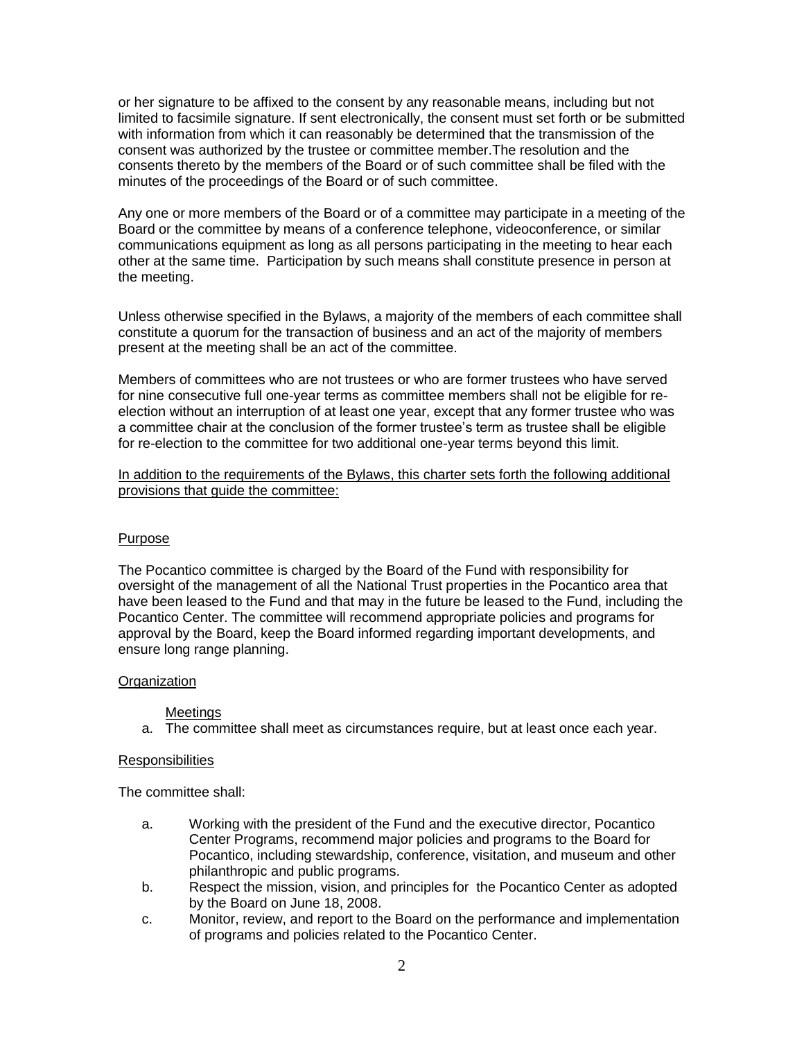or her signature to be affixed to the consent by any reasonable means, including but not limited to facsimile signature. If sent electronically, the consent must set forth or be submitted with information from which it can reasonably be determined that the transmission of the consent was authorized by the trustee or committee member.The resolution and the consents thereto by the members of the Board or of such committee shall be filed with the minutes of the proceedings of the Board or of such committee.

Any one or more members of the Board or of a committee may participate in a meeting of the Board or the committee by means of a conference telephone, videoconference, or similar communications equipment as long as all persons participating in the meeting to hear each other at the same time. Participation by such means shall constitute presence in person at the meeting.

Unless otherwise specified in the Bylaws, a majority of the members of each committee shall constitute a quorum for the transaction of business and an act of the majority of members present at the meeting shall be an act of the committee.

Members of committees who are not trustees or who are former trustees who have served for nine consecutive full one-year terms as committee members shall not be eligible for re-election without an interruption of at least one year, except that any former trustee who was a committee chair at the conclusion of the former trustee's term as trustee shall be eligible for re-election to the committee for two additional one-year terms beyond this limit.

In addition to the requirements of the Bylaws, this charter sets forth the following additional provisions that guide the committee:

## Purpose

The Pocantico committee is charged by the Board of the Fund with responsibility for oversight of the management of all the National Trust properties in the Pocantico area that have been leased to the Fund and that may in the future be leased to the Fund, including the Pocantico Center. The committee will recommend appropriate policies and programs for approval by the Board, keep the Board informed regarding important developments, and ensure long range planning.

## Organization

### Meetings

a. The committee shall meet as circumstances require, but at least once each year.

## Responsibilities

The committee shall:

a. Working with the president of the Fund and the executive director, Pocantico Center Programs, recommend major policies and programs to the Board for Pocantico, including stewardship, conference, visitation, and museum and other philanthropic and public programs.
b. Respect the mission, vision, and principles for the Pocantico Center as adopted by the Board on June 18, 2008.
c. Monitor, review, and report to the Board on the performance and implementation of programs and policies related to the Pocantico Center.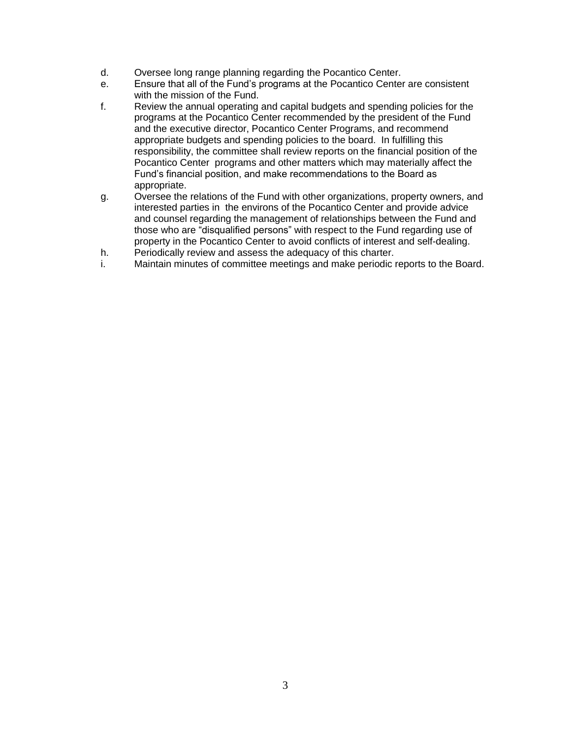d. Oversee long range planning regarding the Pocantico Center.

e. Ensure that all of the Fund's programs at the Pocantico Center are consistent with the mission of the Fund.

f. Review the annual operating and capital budgets and spending policies for the programs at the Pocantico Center recommended by the president of the Fund and the executive director, Pocantico Center Programs, and recommend appropriate budgets and spending policies to the board. In fulfilling this responsibility, the committee shall review reports on the financial position of the Pocantico Center programs and other matters which may materially affect the Fund's financial position, and make recommendations to the Board as appropriate.

g. Oversee the relations of the Fund with other organizations, property owners, and interested parties in the environs of the Pocantico Center and provide advice and counsel regarding the management of relationships between the Fund and those who are "disqualified persons" with respect to the Fund regarding use of property in the Pocantico Center to avoid conflicts of interest and self-dealing.

h. Periodically review and assess the adequacy of this charter.

i. Maintain minutes of committee meetings and make periodic reports to the Board.